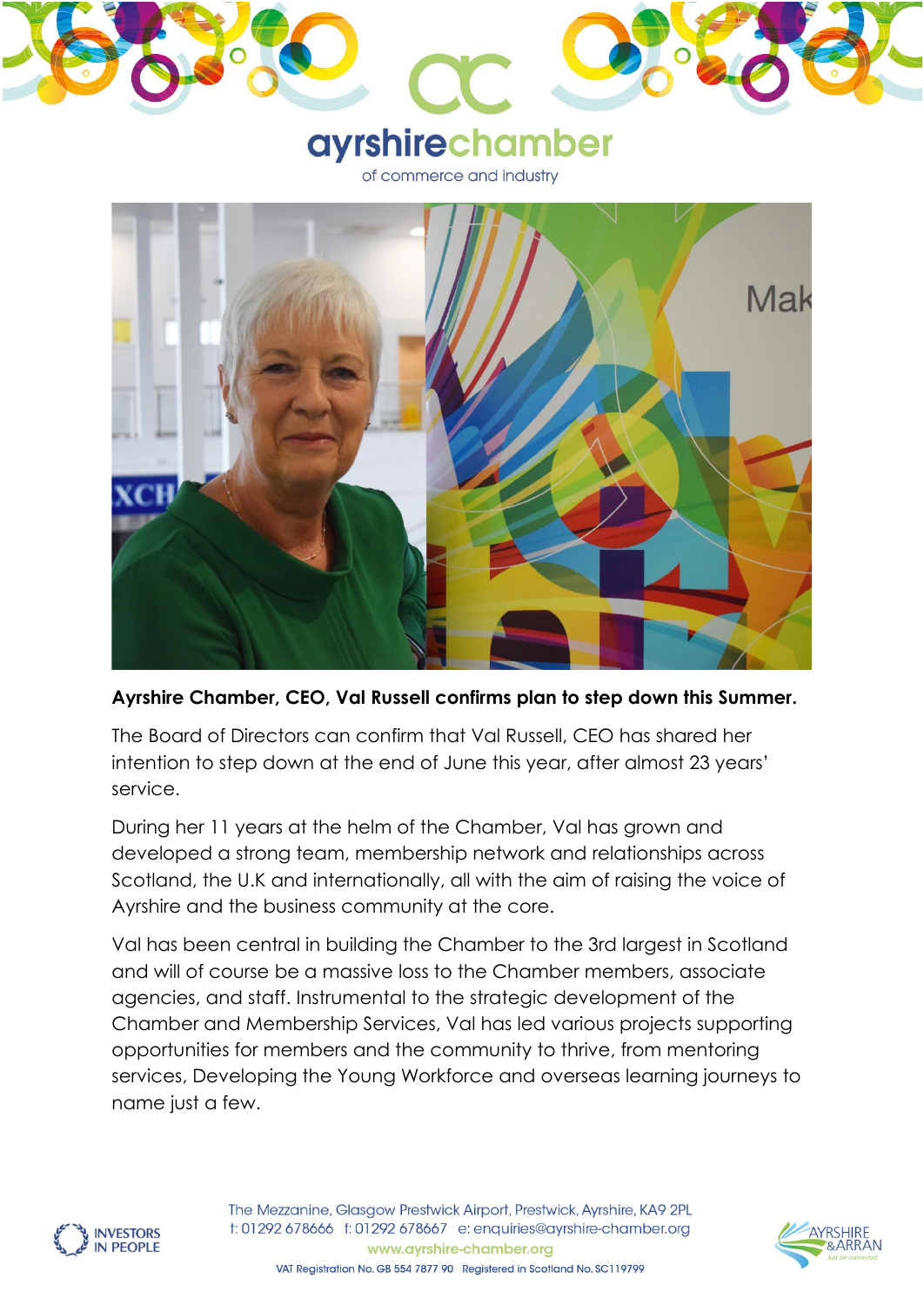ayrshirechamber

of commerce and industry

**Ayrshire Chamber, CEO, Val Russell confirms plan to step down this Summer.**

The Board of Directors can confirm that Val Russell, CEO has shared her intention to step down at the end of June this year, after almost 23 years' service.

During her 11 years at the helm of the Chamber, Val has grown and developed a strong team, membership network and relationships across Scotland, the U.K and internationally, all with the aim of raising the voice of Ayrshire and the business community at the core.

Val has been central in building the Chamber to the 3rd largest in Scotland and will of course be a massive loss to the Chamber members, associate agencies, and staff. Instrumental to the strategic development of the Chamber and Membership Services, Val has led various projects supporting opportunities for members and the community to thrive, from mentoring services, Developing the Young Workforce and overseas learning journeys to name just a few.

The Mezzanine, Glasgow Prestwick Airport, Prestwick, Ayrshire, KA9 2PL
t: 01292 678666 f: 01292 678667 e: enquiries@ayrshire-chamber.org
www.ayrshire-chamber.org
VAT Registration No. GB 554 7877 90 Registered in Scotland No. SC119799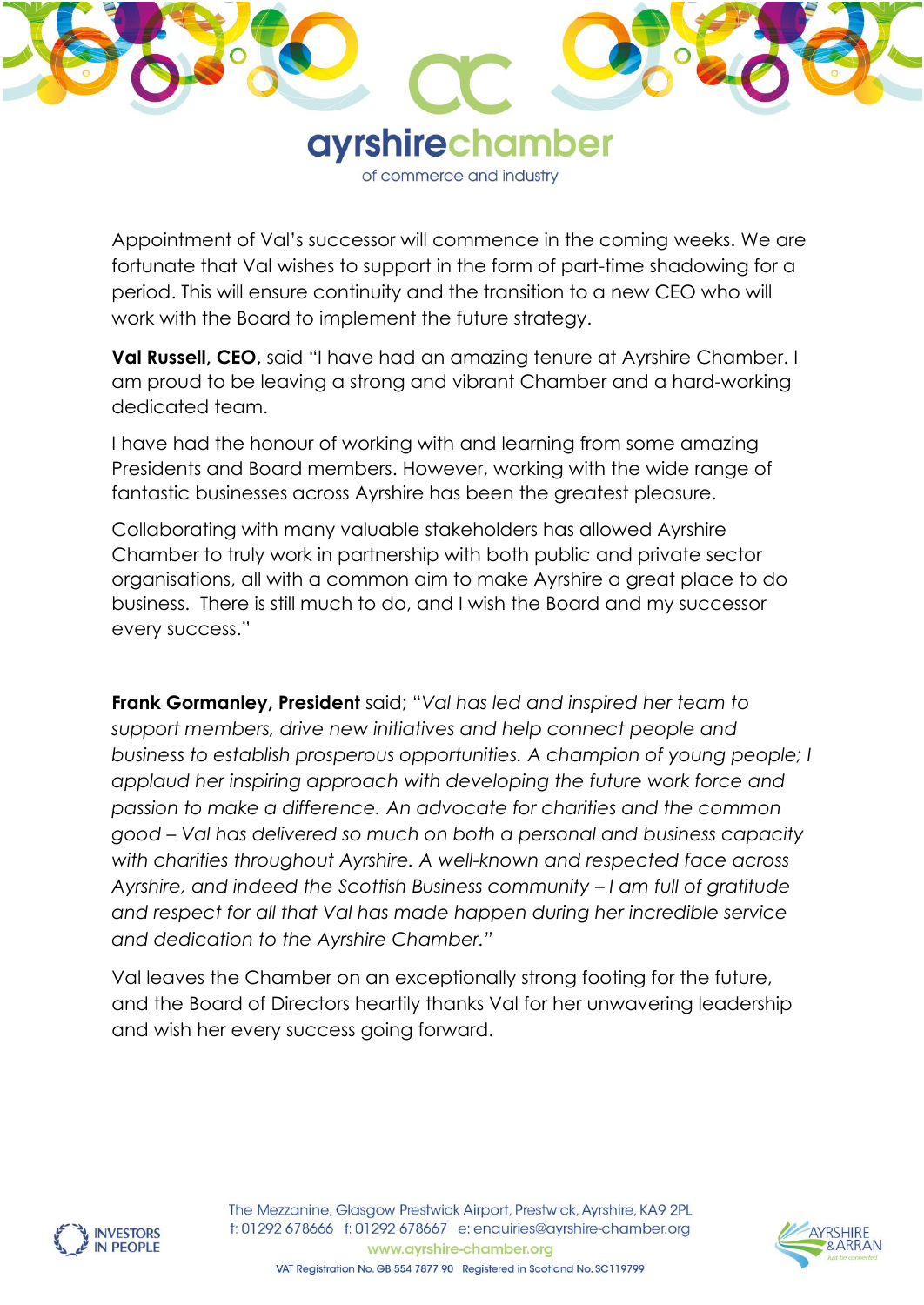Appointment of Val's successor will commence in the coming weeks. We are fortunate that Val wishes to support in the form of part-time shadowing for a period. This will ensure continuity and the transition to a new CEO who will work with the Board to implement the future strategy.

**Val Russell, CEO,** said "I have had an amazing tenure at Ayrshire Chamber. I am proud to be leaving a strong and vibrant Chamber and a hard-working dedicated team.

I have had the honour of working with and learning from some amazing Presidents and Board members. However, working with the wide range of fantastic businesses across Ayrshire has been the greatest pleasure.

Collaborating with many valuable stakeholders has allowed Ayrshire Chamber to truly work in partnership with both public and private sector organisations, all with a common aim to make Ayrshire a great place to do business. There is still much to do, and I wish the Board and my successor every success."

**Frank Gormanley, President** said; "*Val has led and inspired her team to support members, drive new initiatives and help connect people and business to establish prosperous opportunities. A champion of young people; I applaud her inspiring approach with developing the future work force and passion to make a difference. An advocate for charities and the common good – Val has delivered so much on both a personal and business capacity with charities throughout Ayrshire. A well-known and respected face across Ayrshire, and indeed the Scottish Business community – I am full of gratitude and respect for all that Val has made happen during her incredible service and dedication to the Ayrshire Chamber.*"

Val leaves the Chamber on an exceptionally strong footing for the future, and the Board of Directors heartily thanks Val for her unwavering leadership and wish her every success going forward.